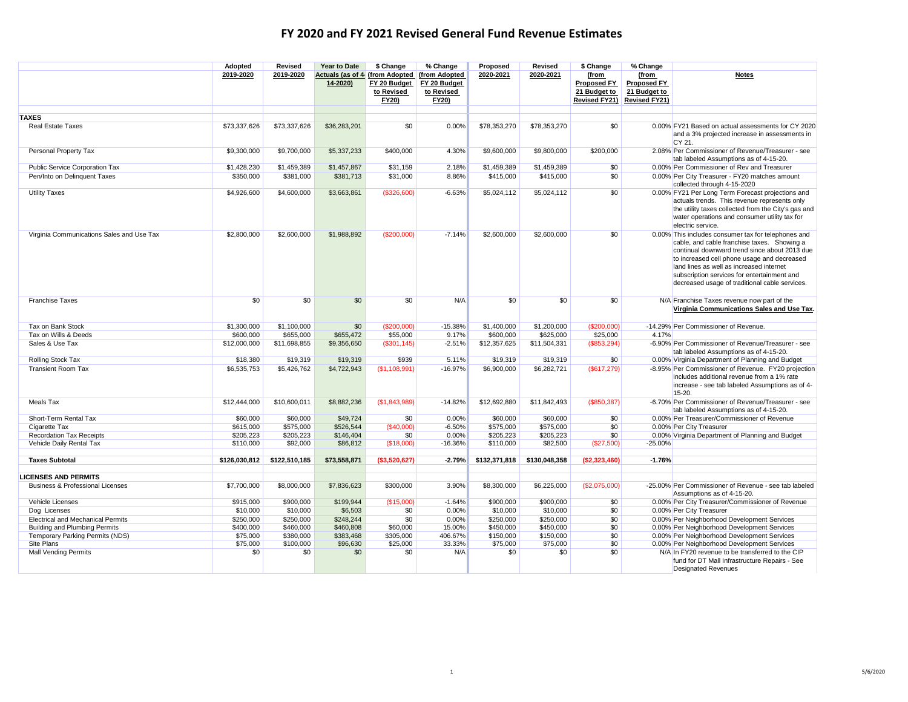# FY 2020 and FY 2021 Revised General Fund Revenue Estimates

| | Adopted 2019-2020 | Revised 2019-2020 | Year to Date Actuals (as of 4-14-2020) | $ Change (from Adopted FY 20 Budget to Revised FY20) | % Change (from Adopted FY 20 Budget to Revised FY20) | Proposed 2020-2021 | Revised 2020-2021 | $ Change (from Proposed FY 21 Budget to Revised FY21) | % Change (from Proposed FY 21 Budget to Revised FY21) | Notes |
|---|---|---|---|---|---|---|---|---|---|---|
| **TAXES** | | | | | | | | | | |
| Real Estate Taxes | $73,337,626 | $73,337,626 | $36,283,201 | $0 | 0.00% | $78,353,270 | $78,353,270 | $0 | 0.00% | FY21 Based on actual assessments for CY 2020 and a 3% projected increase in assessments in CY 21. |
| Personal Property Tax | $9,300,000 | $9,700,000 | $5,337,233 | $400,000 | 4.30% | $9,600,000 | $9,800,000 | $200,000 | 2.08% | Per Commissioner of Revenue/Treasurer - see tab labeled Assumptions as of 4-15-20. |
| Public Service Corporation Tax | $1,428,230 | $1,459,389 | $1,457,867 | $31,159 | 2.18% | $1,459,389 | $1,459,389 | $0 | 0.00% | Per Commissioner of Rev and Treasurer |
| Pen/Into on Delinquent Taxes | $350,000 | $381,000 | $381,713 | $31,000 | 8.86% | $415,000 | $415,000 | $0 | 0.00% | Per City Treasurer - FY20 matches amount collected through 4-15-2020 |
| Utility Taxes | $4,926,600 | $4,600,000 | $3,663,861 | ($326,600) | -6.63% | $5,024,112 | $5,024,112 | $0 | 0.00% | FY21 Per Long Term Forecast projections and actuals trends. This revenue represents only the utility taxes collected from the City's gas and water operations and consumer utility tax for electric service. |
| Virginia Communications Sales and Use Tax | $2,800,000 | $2,600,000 | $1,988,892 | ($200,000) | -7.14% | $2,600,000 | $2,600,000 | $0 | 0.00% | This includes consumer tax for telephones and cable, and cable franchise taxes. Showing a continual downward trend since about 2013 due to increased cell phone usage and decreased land lines as well as increased internet subscription services for entertainment and decreased usage of traditional cable services. |
| Franchise Taxes | $0 | $0 | $0 | $0 | N/A | $0 | $0 | $0 | N/A | Franchise Taxes revenue now part of the **Virginia Communications Sales and Use Tax.** |
| Tax on Bank Stock | $1,300,000 | $1,100,000 | $0 | ($200,000) | -15.38% | $1,400,000 | $1,200,000 | ($200,000) | -14.29% | Per Commissioner of Revenue. |
| Tax on Wills & Deeds | $600,000 | $655,000 | $655,472 | $55,000 | 9.17% | $600,000 | $625,000 | $25,000 | 4.17% | |
| Sales & Use Tax | $12,000,000 | $11,698,855 | $9,356,650 | ($301,145) | -2.51% | $12,357,625 | $11,504,331 | ($853,294) | -6.90% | Per Commissioner of Revenue/Treasurer - see tab labeled Assumptions as of 4-15-20. |
| Rolling Stock Tax | $18,380 | $19,319 | $19,319 | $939 | 5.11% | $19,319 | $19,319 | $0 | 0.00% | Virginia Department of Planning and Budget |
| Transient Room Tax | $6,535,753 | $5,426,762 | $4,722,943 | ($1,108,991) | -16.97% | $6,900,000 | $6,282,721 | ($617,279) | -8.95% | Per Commissioner of Revenue. FY20 projection includes additional revenue from a 1% rate increase - see tab labeled Assumptions as of 4-15-20. |
| Meals Tax | $12,444,000 | $10,600,011 | $8,882,236 | ($1,843,989) | -14.82% | $12,692,880 | $11,842,493 | ($850,387) | -6.70% | Per Commissioner of Revenue/Treasurer - see tab labeled Assumptions as of 4-15-20. |
| Short-Term Rental Tax | $60,000 | $60,000 | $49,724 | $0 | 0.00% | $60,000 | $60,000 | $0 | 0.00% | Per Treasurer/Commissioner of Revenue |
| Cigarette Tax | $615,000 | $575,000 | $526,544 | ($40,000) | -6.50% | $575,000 | $575,000 | $0 | 0.00% | Per City Treasurer |
| Recordation Tax Receipts | $205,223 | $205,223 | $146,404 | $0 | 0.00% | $205,223 | $205,223 | $0 | 0.00% | Virginia Department of Planning and Budget |
| Vehicle Daily Rental Tax | $110,000 | $92,000 | $86,812 | ($18,000) | -16.36% | $110,000 | $82,500 | ($27,500) | -25.00% | |
| **Taxes Subtotal** | **$126,030,812** | **$122,510,185** | **$73,558,871** | **($3,520,627)** | **-2.79%** | **$132,371,818** | **$130,048,358** | **($2,323,460)** | **-1.76%** | |
| **LICENSES AND PERMITS** | | | | | | | | | | |
| Business & Professional Licenses | $7,700,000 | $8,000,000 | $7,836,623 | $300,000 | 3.90% | $8,300,000 | $6,225,000 | ($2,075,000) | -25.00% | Per Commissioner of Revenue - see tab labeled Assumptions as of 4-15-20. |
| Vehicle Licenses | $915,000 | $900,000 | $199,944 | ($15,000) | -1.64% | $900,000 | $900,000 | $0 | 0.00% | Per City Treasurer/Commissioner of Revenue |
| Dog Licenses | $10,000 | $10,000 | $6,503 | $0 | 0.00% | $10,000 | $10,000 | $0 | 0.00% | Per City Treasurer |
| Electrical and Mechanical Permits | $250,000 | $250,000 | $248,244 | $0 | 0.00% | $250,000 | $250,000 | $0 | 0.00% | Per Neighborhood Development Services |
| Building and Plumbing Permits | $400,000 | $460,000 | $460,808 | $60,000 | 15.00% | $450,000 | $450,000 | $0 | 0.00% | Per Neighborhood Development Services |
| Temporary Parking Permits (NDS) | $75,000 | $380,000 | $383,468 | $305,000 | 406.67% | $150,000 | $150,000 | $0 | 0.00% | Per Neighborhood Development Services |
| Site Plans | $75,000 | $100,000 | $96,630 | $25,000 | 33.33% | $75,000 | $75,000 | $0 | 0.00% | Per Neighborhood Development Services |
| Mall Vending Permits | $0 | $0 | $0 | $0 | N/A | $0 | $0 | $0 | N/A | In FY20 revenue to be transferred to the CIP fund for DT Mall Infrastructure Repairs - See Designated Revenues |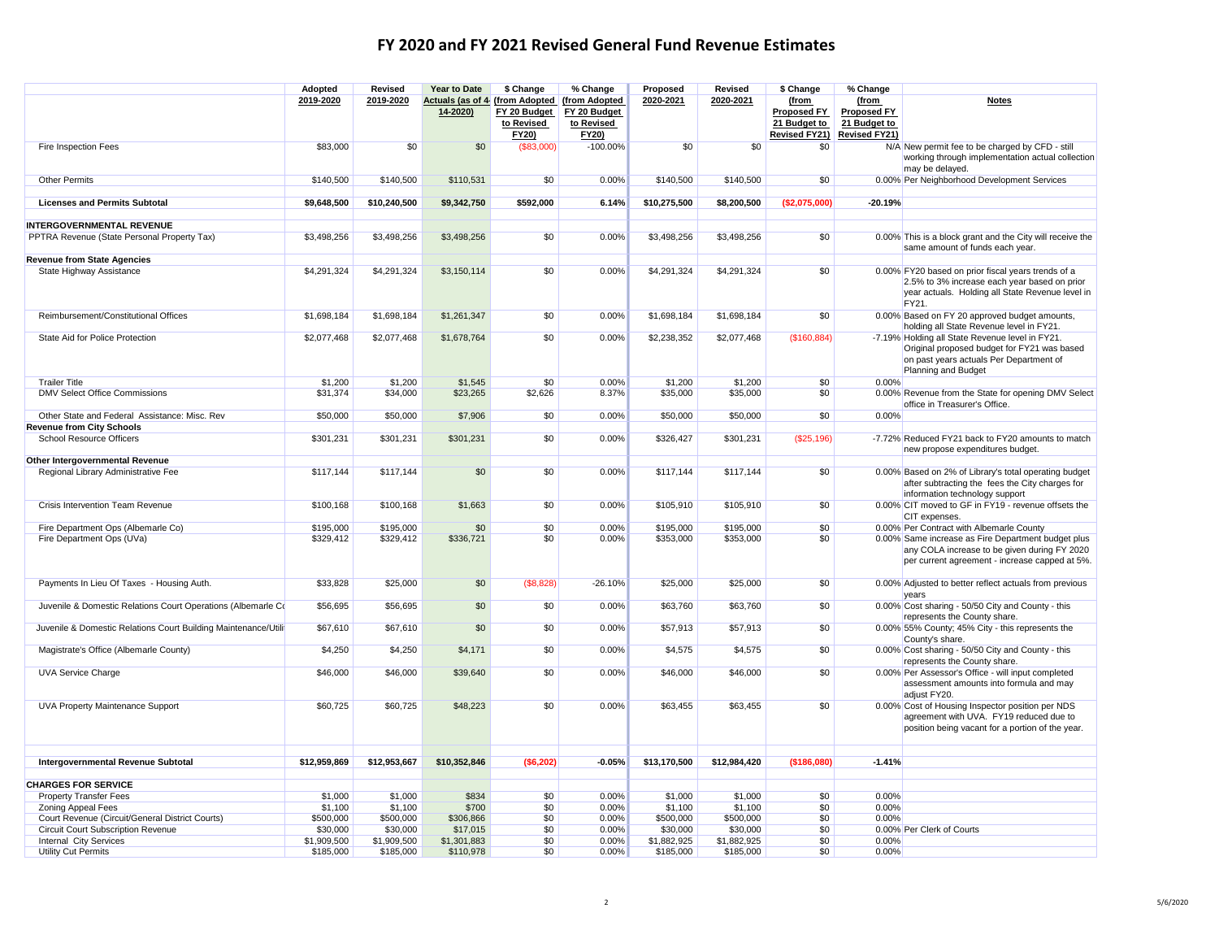# FY 2020 and FY 2021 Revised General Fund Revenue Estimates

| | Adopted 2019-2020 | Revised 2019-2020 | Year to Date Actuals (as of 4-14-2020) | $ Change (from Adopted FY 20 Budget to Revised FY20) | % Change (from Adopted FY 20 Budget to Revised FY20) | Proposed 2020-2021 | Revised 2020-2021 | $ Change (from Proposed FY 21 Budget to Revised FY21) | % Change (from Proposed FY 21 Budget to Revised FY21) | Notes |
|---|---|---|---|---|---|---|---|---|---|---|
| Fire Inspection Fees | $83,000 | $0 | $0 | ($83,000) | -100.00% | $0 | $0 | $0 | N/A | New permit fee to be charged by CFD - still working through implementation actual collection may be delayed. |
| Other Permits | $140,500 | $140,500 | $110,531 | $0 | 0.00% | $140,500 | $140,500 | $0 | 0.00% | Per Neighborhood Development Services |
| **Licenses and Permits Subtotal** | **$9,648,500** | **$10,240,500** | **$9,342,750** | **$592,000** | **6.14%** | **$10,275,500** | **$8,200,500** | **($2,075,000)** | **-20.19%** | |
| **INTERGOVERNMENTAL REVENUE** | | | | | | | | | | |
| PPTRA Revenue (State Personal Property Tax) | $3,498,256 | $3,498,256 | $3,498,256 | $0 | 0.00% | $3,498,256 | $3,498,256 | $0 | 0.00% | This is a block grant and the City will receive the same amount of funds each year. |
| **Revenue from State Agencies** | | | | | | | | | | |
| State Highway Assistance | $4,291,324 | $4,291,324 | $3,150,114 | $0 | 0.00% | $4,291,324 | $4,291,324 | $0 | 0.00% | FY20 based on prior fiscal years trends of a 2.5% to 3% increase each year based on prior year actuals. Holding all State Revenue level in FY21. |
| Reimbursement/Constitutional Offices | $1,698,184 | $1,698,184 | $1,261,347 | $0 | 0.00% | $1,698,184 | $1,698,184 | $0 | 0.00% | Based on FY 20 approved budget amounts, holding all State Revenue level in FY21. |
| State Aid for Police Protection | $2,077,468 | $2,077,468 | $1,678,764 | $0 | 0.00% | $2,238,352 | $2,077,468 | ($160,884) | -7.19% | Holding all State Revenue level in FY21. Original proposed budget for FY21 was based on past years actuals Per Department of Planning and Budget |
| Trailer Title | $1,200 | $1,200 | $1,545 | $0 | 0.00% | $1,200 | $1,200 | $0 | 0.00% | |
| DMV Select Office Commissions | $31,374 | $34,000 | $23,265 | $2,626 | 8.37% | $35,000 | $35,000 | $0 | 0.00% | Revenue from the State for opening DMV Select office in Treasurer's Office. |
| Other State and Federal Assistance: Misc. Rev | $50,000 | $50,000 | $7,906 | $0 | 0.00% | $50,000 | $50,000 | $0 | 0.00% | |
| **Revenue from City Schools** | | | | | | | | | | |
| School Resource Officers | $301,231 | $301,231 | $301,231 | $0 | 0.00% | $326,427 | $301,231 | ($25,196) | -7.72% | Reduced FY21 back to FY20 amounts to match new propose expenditures budget. |
| **Other Intergovernmental Revenue** | | | | | | | | | | |
| Regional Library Administrative Fee | $117,144 | $117,144 | $0 | $0 | 0.00% | $117,144 | $117,144 | $0 | 0.00% | Based on 2% of Library's total operating budget after subtracting the fees the City charges for information technology support |
| Crisis Intervention Team Revenue | $100,168 | $100,168 | $1,663 | $0 | 0.00% | $105,910 | $105,910 | $0 | 0.00% | CIT moved to GF in FY19 - revenue offsets the CIT expenses. |
| Fire Department Ops (Albemarle Co) | $195,000 | $195,000 | $0 | $0 | 0.00% | $195,000 | $195,000 | $0 | 0.00% | Per Contract with Albemarle County |
| Fire Department Ops (UVa) | $329,412 | $329,412 | $336,721 | $0 | 0.00% | $353,000 | $353,000 | $0 | 0.00% | Same increase as Fire Department budget plus any COLA increase to be given during FY 2020 per current agreement - increase capped at 5%. |
| Payments In Lieu Of Taxes - Housing Auth. | $33,828 | $25,000 | $0 | ($8,828) | -26.10% | $25,000 | $25,000 | $0 | 0.00% | Adjusted to better reflect actuals from previous years |
| Juvenile & Domestic Relations Court Operations (Albemarle Co | $56,695 | $56,695 | $0 | $0 | 0.00% | $63,760 | $63,760 | $0 | 0.00% | Cost sharing - 50/50 City and County - this represents the County share. |
| Juvenile & Domestic Relations Court Building Maintenance/Utili | $67,610 | $67,610 | $0 | $0 | 0.00% | $57,913 | $57,913 | $0 | 0.00% | 55% County; 45% City - this represents the County's share. |
| Magistrate's Office (Albemarle County) | $4,250 | $4,250 | $4,171 | $0 | 0.00% | $4,575 | $4,575 | $0 | 0.00% | Cost sharing - 50/50 City and County - this represents the County share. |
| UVA Service Charge | $46,000 | $46,000 | $39,640 | $0 | 0.00% | $46,000 | $46,000 | $0 | 0.00% | Per Assessor's Office - will input completed assessment amounts into formula and may adjust FY20. |
| UVA Property Maintenance Support | $60,725 | $60,725 | $48,223 | $0 | 0.00% | $63,455 | $63,455 | $0 | 0.00% | Cost of Housing Inspector position per NDS agreement with UVA. FY19 reduced due to position being vacant for a portion of the year. |
| **Intergovernmental Revenue Subtotal** | **$12,959,869** | **$12,953,667** | **$10,352,846** | **($6,202)** | **-0.05%** | **$13,170,500** | **$12,984,420** | **($186,080)** | **-1.41%** | |
| **CHARGES FOR SERVICE** | | | | | | | | | | |
| Property Transfer Fees | $1,000 | $1,000 | $834 | $0 | 0.00% | $1,000 | $1,000 | $0 | 0.00% | |
| Zoning Appeal Fees | $1,100 | $1,100 | $700 | $0 | 0.00% | $1,100 | $1,100 | $0 | 0.00% | |
| Court Revenue (Circuit/General District Courts) | $500,000 | $500,000 | $306,866 | $0 | 0.00% | $500,000 | $500,000 | $0 | 0.00% | |
| Circuit Court Subscription Revenue | $30,000 | $30,000 | $17,015 | $0 | 0.00% | $30,000 | $30,000 | $0 | 0.00% | Per Clerk of Courts |
| Internal City Services | $1,909,500 | $1,909,500 | $1,301,883 | $0 | 0.00% | $1,882,925 | $1,882,925 | $0 | 0.00% | |
| Utility Cut Permits | $185,000 | $185,000 | $110,978 | $0 | 0.00% | $185,000 | $185,000 | $0 | 0.00% | |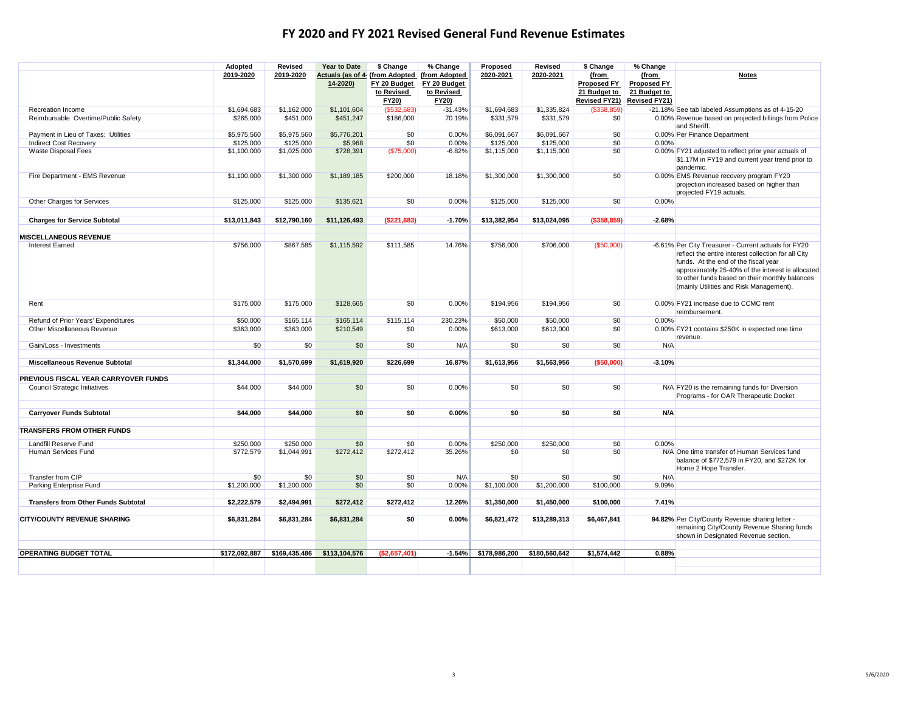# FY 2020 and FY 2021 Revised General Fund Revenue Estimates

| | Adopted 2019-2020 | Revised 2019-2020 | Year to Date Actuals (as of 4-14-2020) | $ Change (from Adopted FY 20 Budget to Revised FY20) | % Change (from Adopted FY 20 Budget to Revised FY20) | Proposed 2020-2021 | Revised 2020-2021 | $ Change (from Proposed FY 21 Budget to Revised FY21) | % Change (from Proposed FY 21 Budget to Revised FY21) | Notes |
|---|---|---|---|---|---|---|---|---|---|---|
| Recreation Income | $1,694,683 | $1,162,000 | $1,101,604 | ($532,683) | -31.43% | $1,694,683 | $1,335,824 | ($358,859) | -21.18% | See tab labeled Assumptions as of 4-15-20 |
| Reimbursable Overtime/Public Safety | $265,000 | $451,000 | $451,247 | $186,000 | 70.19% | $331,579 | $331,579 | $0 | 0.00% | Revenue based on projected billings from Police and Sheriff. |
| Payment in Lieu of Taxes: Utilities | $5,975,560 | $5,975,560 | $5,776,201 | $0 | 0.00% | $6,091,667 | $6,091,667 | $0 | 0.00% | Per Finance Department |
| Indirect Cost Recovery | $125,000 | $125,000 | $5,968 | $0 | 0.00% | $125,000 | $125,000 | $0 | 0.00% | |
| Waste Disposal Fees | $1,100,000 | $1,025,000 | $728,391 | ($75,000) | -6.82% | $1,115,000 | $1,115,000 | $0 | 0.00% | FY21 adjusted to reflect prior year actuals of $1.17M in FY19 and current year trend prior to pandemic. |
| Fire Department - EMS Revenue | $1,100,000 | $1,300,000 | $1,189,185 | $200,000 | 18.18% | $1,300,000 | $1,300,000 | $0 | 0.00% | EMS Revenue recovery program FY20 projection increased based on higher than projected FY19 actuals. |
| Other Charges for Services | $125,000 | $125,000 | $135,621 | $0 | 0.00% | $125,000 | $125,000 | $0 | 0.00% | |
| **Charges for Service Subtotal** | **$13,011,843** | **$12,790,160** | **$11,126,493** | **($221,683)** | **-1.70%** | **$13,382,954** | **$13,024,095** | **($358,859)** | **-2.68%** | |
| **MISCELLANEOUS REVENUE** | | | | | | | | | | |
| Interest Earned | $756,000 | $867,585 | $1,115,592 | $111,585 | 14.76% | $756,000 | $706,000 | ($50,000) | -6.61% | Per City Treasurer - Current actuals for FY20 reflect the entire interest collection for all City funds. At the end of the fiscal year approximately 25-40% of the interest is allocated to other funds based on their monthly balances (mainly Utilities and Risk Management). |
| Rent | $175,000 | $175,000 | $128,665 | $0 | 0.00% | $194,956 | $194,956 | $0 | 0.00% | FY21 increase due to CCMC rent reimbursement. |
| Refund of Prior Years' Expenditures | $50,000 | $165,114 | $165,114 | $115,114 | 230.23% | $50,000 | $50,000 | $0 | 0.00% | |
| Other Miscellaneous Revenue | $363,000 | $363,000 | $210,549 | $0 | 0.00% | $613,000 | $613,000 | $0 | 0.00% | FY21 contains $250K in expected one time revenue. |
| Gain/Loss - Investments | $0 | $0 | $0 | $0 | N/A | $0 | $0 | $0 | N/A | |
| **Miscellaneous Revenue Subtotal** | **$1,344,000** | **$1,570,699** | **$1,619,920** | **$226,699** | **16.87%** | **$1,613,956** | **$1,563,956** | **($50,000)** | **-3.10%** | |
| **PREVIOUS FISCAL YEAR CARRYOVER FUNDS** | | | | | | | | | | |
| Council Strategic Initiatives | $44,000 | $44,000 | $0 | $0 | 0.00% | $0 | $0 | $0 | N/A | FY20 is the remaining funds for Diversion Programs - for OAR Therapeutic Docket |
| **Carryover Funds Subtotal** | **$44,000** | **$44,000** | **$0** | **$0** | **0.00%** | **$0** | **$0** | **$0** | **N/A** | |
| **TRANSFERS FROM OTHER FUNDS** | | | | | | | | | | |
| Landfill Reserve Fund | $250,000 | $250,000 | $0 | $0 | 0.00% | $250,000 | $250,000 | $0 | 0.00% | |
| Human Services Fund | $772,579 | $1,044,991 | $272,412 | $272,412 | 35.26% | $0 | $0 | $0 | N/A | One time transfer of Human Services fund balance of $772,579 in FY20, and $272K for Home 2 Hope Transfer. |
| Transfer from CIP | $0 | $0 | $0 | $0 | N/A | $0 | $0 | $0 | N/A | |
| Parking Enterprise Fund | $1,200,000 | $1,200,000 | $0 | $0 | 0.00% | $1,100,000 | $1,200,000 | $100,000 | 9.09% | |
| **Transfers from Other Funds Subtotal** | **$2,222,579** | **$2,494,991** | **$272,412** | **$272,412** | **12.26%** | **$1,350,000** | **$1,450,000** | **$100,000** | **7.41%** | |
| **CITY/COUNTY REVENUE SHARING** | **$6,831,284** | **$6,831,284** | **$6,831,284** | **$0** | **0.00%** | **$6,821,472** | **$13,289,313** | **$6,467,841** | **94.82%** | Per City/County Revenue sharing letter - remaining City/County Revenue Sharing funds shown in Designated Revenue section. |
| **OPERATING BUDGET TOTAL** | **$172,092,887** | **$169,435,486** | **$113,104,576** | **($2,657,401)** | **-1.54%** | **$178,986,200** | **$180,560,642** | **$1,574,442** | **0.88%** | |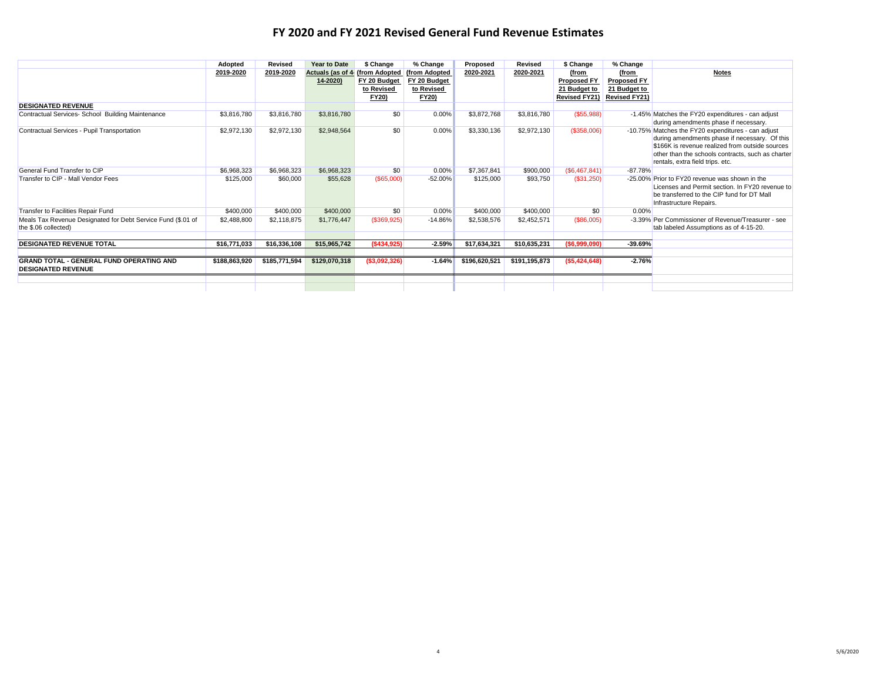# FY 2020 and FY 2021 Revised General Fund Revenue Estimates

| | Adopted 2019-2020 | Revised 2019-2020 | Year to Date Actuals (as of 4-14-2020) | $ Change (from Adopted FY 20 Budget to Revised FY20) | % Change (from Adopted FY 20 Budget to Revised FY20) | Proposed 2020-2021 | Revised 2020-2021 | $ Change (from Proposed FY 21 Budget to Revised FY21) | % Change (from Proposed FY 21 Budget to Revised FY21) | Notes |
|---|---|---|---|---|---|---|---|---|---|---|
| **DESIGNATED REVENUE** | | | | | | | | | | |
| Contractual Services- School Building Maintenance | $3,816,780 | $3,816,780 | $3,816,780 | $0 | 0.00% | $3,872,768 | $3,816,780 | ($55,988) | -1.45% | Matches the FY20 expenditures - can adjust during amendments phase if necessary. |
| Contractual Services - Pupil Transportation | $2,972,130 | $2,972,130 | $2,948,564 | $0 | 0.00% | $3,330,136 | $2,972,130 | ($358,006) | -10.75% | Matches the FY20 expenditures - can adjust during amendments phase if necessary. Of this $166K is revenue realized from outside sources other than the schools contracts, such as charter rentals, extra field trips. etc. |
| General Fund Transfer to CIP | $6,968,323 | $6,968,323 | $6,968,323 | $0 | 0.00% | $7,367,841 | $900,000 | ($6,467,841) | -87.78% | |
| Transfer to CIP - Mall Vendor Fees | $125,000 | $60,000 | $55,628 | ($65,000) | -52.00% | $125,000 | $93,750 | ($31,250) | -25.00% | Prior to FY20 revenue was shown in the Licenses and Permit section. In FY20 revenue to be transferred to the CIP fund for DT Mall Infrastructure Repairs. |
| Transfer to Facilities Repair Fund | $400,000 | $400,000 | $400,000 | $0 | 0.00% | $400,000 | $400,000 | $0 | 0.00% | |
| Meals Tax Revenue Designated for Debt Service Fund ($.01 of the $.06 collected) | $2,488,800 | $2,118,875 | $1,776,447 | ($369,925) | -14.86% | $2,538,576 | $2,452,571 | ($86,005) | -3.39% | Per Commissioner of Revenue/Treasurer - see tab labeled Assumptions as of 4-15-20. |
| **DESIGNATED REVENUE TOTAL** | **$16,771,033** | **$16,336,108** | **$15,965,742** | **($434,925)** | **-2.59%** | **$17,634,321** | **$10,635,231** | **($6,999,090)** | **-39.69%** | |
| **GRAND TOTAL - GENERAL FUND OPERATING AND DESIGNATED REVENUE** | **$188,863,920** | **$185,771,594** | **$129,070,318** | **($3,092,326)** | **-1.64%** | **$196,620,521** | **$191,195,873** | **($5,424,648)** | **-2.76%** | |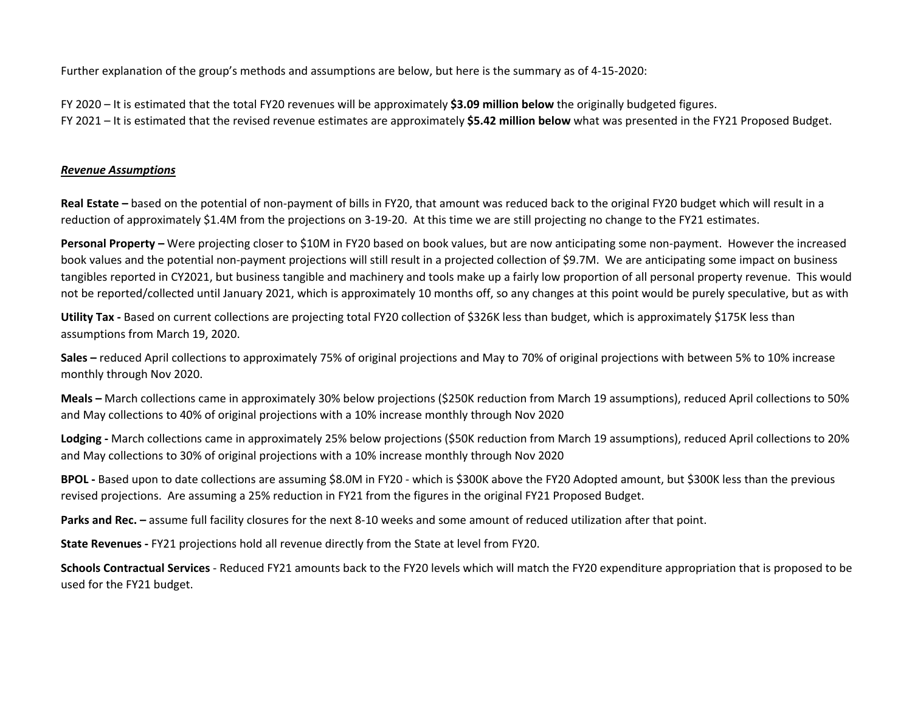Further explanation of the group's methods and assumptions are below, but here is the summary as of 4-15-2020:

FY 2020 – It is estimated that the total FY20 revenues will be approximately **$3.09 million below** the originally budgeted figures.
FY 2021 – It is estimated that the revised revenue estimates are approximately **$5.42 million below** what was presented in the FY21 Proposed Budget.

***<u>Revenue Assumptions</u>***

**Real Estate –** based on the potential of non-payment of bills in FY20, that amount was reduced back to the original FY20 budget which will result in a reduction of approximately $1.4M from the projections on 3-19-20. At this time we are still projecting no change to the FY21 estimates.

**Personal Property –** Were projecting closer to $10M in FY20 based on book values, but are now anticipating some non-payment. However the increased book values and the potential non-payment projections will still result in a projected collection of $9.7M. We are anticipating some impact on business tangibles reported in CY2021, but business tangible and machinery and tools make up a fairly low proportion of all personal property revenue. This would not be reported/collected until January 2021, which is approximately 10 months off, so any changes at this point would be purely speculative, but as with

**Utility Tax -** Based on current collections are projecting total FY20 collection of $326K less than budget, which is approximately $175K less than assumptions from March 19, 2020.

**Sales –** reduced April collections to approximately 75% of original projections and May to 70% of original projections with between 5% to 10% increase monthly through Nov 2020.

**Meals –** March collections came in approximately 30% below projections ($250K reduction from March 19 assumptions), reduced April collections to 50% and May collections to 40% of original projections with a 10% increase monthly through Nov 2020

**Lodging -** March collections came in approximately 25% below projections ($50K reduction from March 19 assumptions), reduced April collections to 20% and May collections to 30% of original projections with a 10% increase monthly through Nov 2020

**BPOL -** Based upon to date collections are assuming $8.0M in FY20 - which is $300K above the FY20 Adopted amount, but $300K less than the previous revised projections. Are assuming a 25% reduction in FY21 from the figures in the original FY21 Proposed Budget.

**Parks and Rec. –** assume full facility closures for the next 8-10 weeks and some amount of reduced utilization after that point.

**State Revenues -** FY21 projections hold all revenue directly from the State at level from FY20.

**Schools Contractual Services** - Reduced FY21 amounts back to the FY20 levels which will match the FY20 expenditure appropriation that is proposed to be used for the FY21 budget.